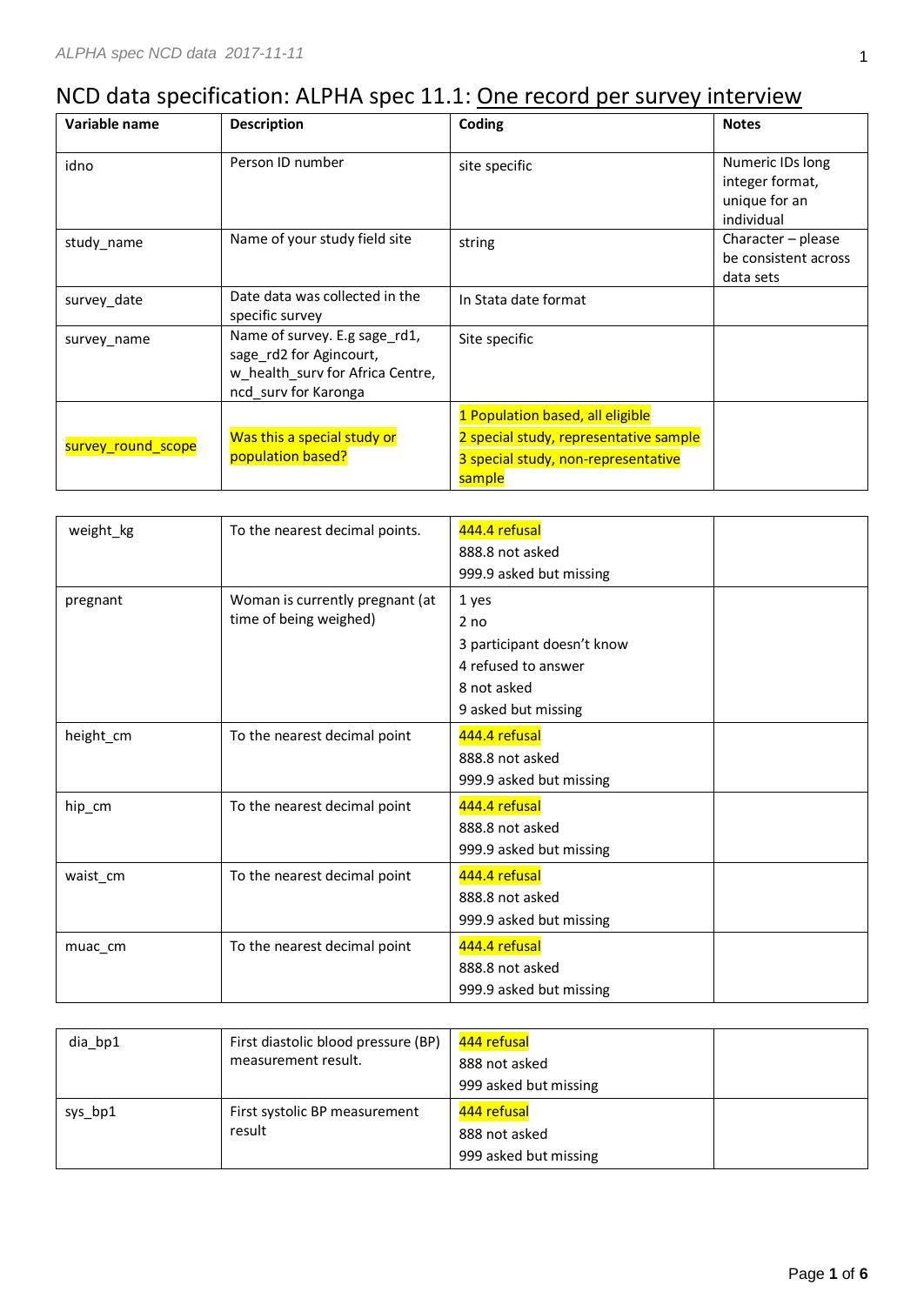# NCD data specification: ALPHA spec 11.1: One record per survey interview

| Variable name | Description | Coding | Notes |
|---|---|---|---|
| idno | Person ID number | site specific | Numeric IDs long integer format, unique for an individual |
| study_name | Name of your study field site | string | Character – please be consistent across data sets |
| survey_date | Date data was collected in the specific survey | In Stata date format | |
| survey_name | Name of survey. E.g sage_rd1, sage_rd2 for Agincourt, w_health_surv for Africa Centre, ncd_surv for Karonga | Site specific | |
| survey_round_scope | Was this a special study or population based? | 1 Population based, all eligible<br>2 special study, representative sample<br>3 special study, non-representative sample | |

| | | | |
|---|---|---|---|
| weight_kg | To the nearest decimal points. | 444.4 refusal<br>888.8 not asked<br>999.9 asked but missing | |
| pregnant | Woman is currently pregnant (at time of being weighed) | 1 yes<br>2 no<br>3 participant doesn't know<br>4 refused to answer<br>8 not asked<br>9 asked but missing | |
| height_cm | To the nearest decimal point | 444.4 refusal<br>888.8 not asked<br>999.9 asked but missing | |
| hip_cm | To the nearest decimal point | 444.4 refusal<br>888.8 not asked<br>999.9 asked but missing | |
| waist_cm | To the nearest decimal point | 444.4 refusal<br>888.8 not asked<br>999.9 asked but missing | |
| muac_cm | To the nearest decimal point | 444.4 refusal<br>888.8 not asked<br>999.9 asked but missing | |

| | | | |
|---|---|---|---|
| dia_bp1 | First diastolic blood pressure (BP) measurement result. | 444 refusal<br>888 not asked<br>999 asked but missing | |
| sys_bp1 | First systolic BP measurement result | 444 refusal<br>888 not asked<br>999 asked but missing | |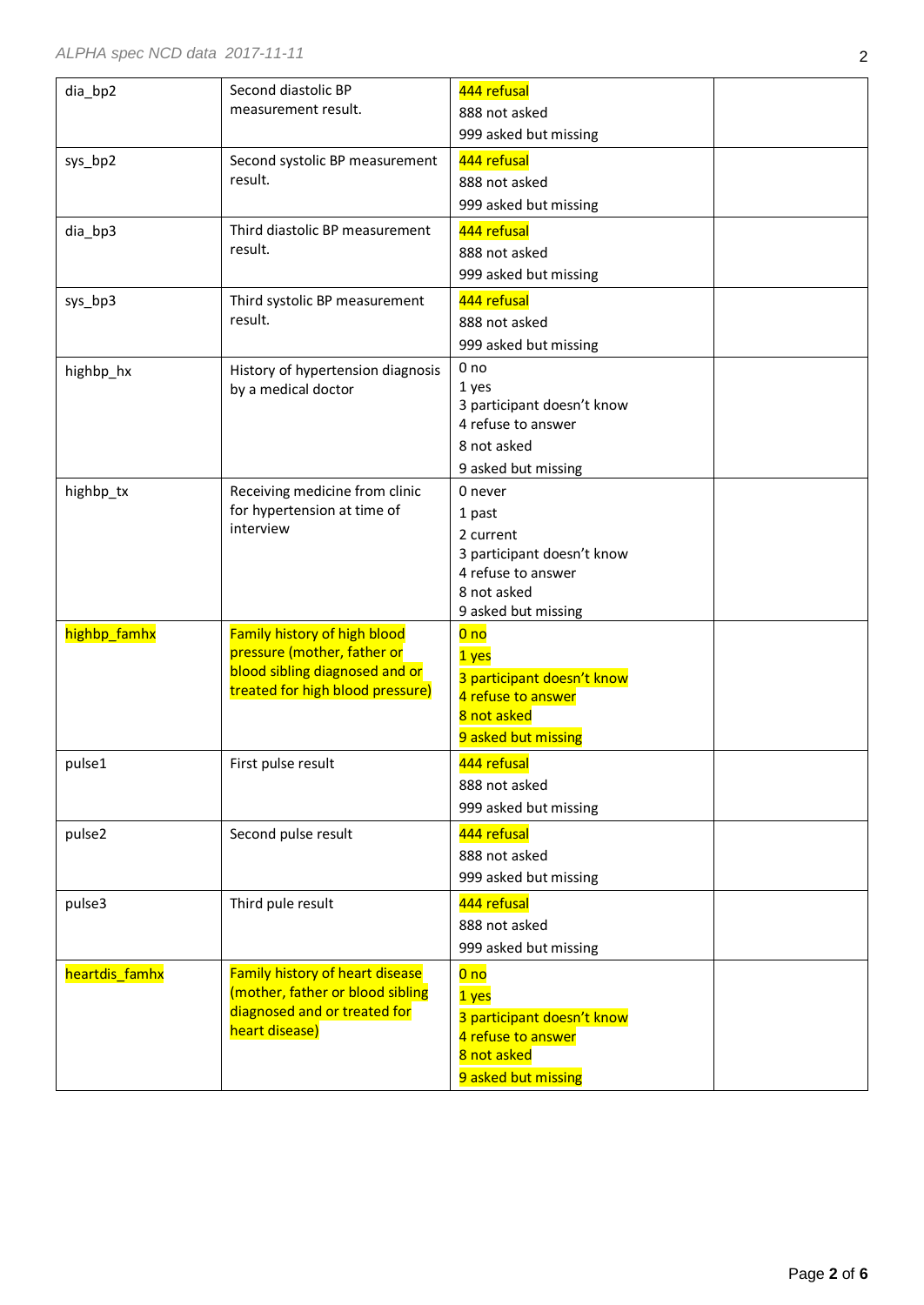| | | | |
|---|---|---|---|
| dia_bp2 | Second diastolic BP measurement result. | 444 refusal<br>888 not asked<br>999 asked but missing | |
| sys_bp2 | Second systolic BP measurement result. | 444 refusal<br>888 not asked<br>999 asked but missing | |
| dia_bp3 | Third diastolic BP measurement result. | 444 refusal<br>888 not asked<br>999 asked but missing | |
| sys_bp3 | Third systolic BP measurement result. | 444 refusal<br>888 not asked<br>999 asked but missing | |
| highbp_hx | History of hypertension diagnosis by a medical doctor | 0 no<br>1 yes<br>3 participant doesn't know<br>4 refuse to answer<br>8 not asked<br>9 asked but missing | |
| highbp_tx | Receiving medicine from clinic for hypertension at time of interview | 0 never<br>1 past<br>2 current<br>3 participant doesn't know<br>4 refuse to answer<br>8 not asked<br>9 asked but missing | |
| highbp_famhx | Family history of high blood pressure (mother, father or blood sibling diagnosed and or treated for high blood pressure) | 0 no<br>1 yes<br>3 participant doesn't know<br>4 refuse to answer<br>8 not asked<br>9 asked but missing | |
| pulse1 | First pulse result | 444 refusal<br>888 not asked<br>999 asked but missing | |
| pulse2 | Second pulse result | 444 refusal<br>888 not asked<br>999 asked but missing | |
| pulse3 | Third pule result | 444 refusal<br>888 not asked<br>999 asked but missing | |
| heartdis_famhx | Family history of heart disease (mother, father or blood sibling diagnosed and or treated for heart disease) | 0 no<br>1 yes<br>3 participant doesn't know<br>4 refuse to answer<br>8 not asked<br>9 asked but missing | |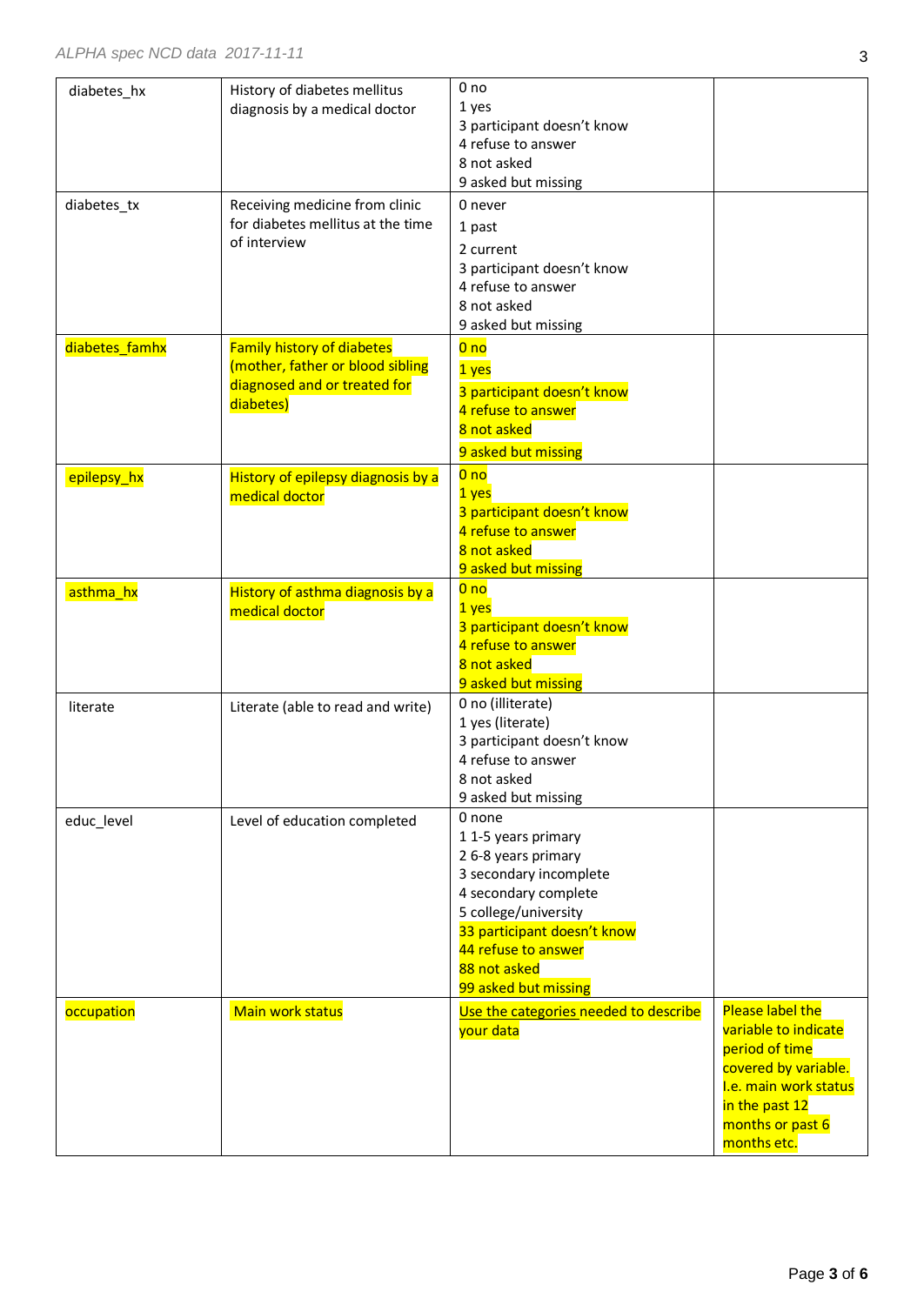| diabetes_hx | History of diabetes mellitus diagnosis by a medical doctor | 0 no<br>1 yes<br>3 participant doesn't know<br>4 refuse to answer<br>8 not asked<br>9 asked but missing | |
|---|---|---|---|
| diabetes_tx | Receiving medicine from clinic for diabetes mellitus at the time of interview | 0 never<br>1 past<br>2 current<br>3 participant doesn't know<br>4 refuse to answer<br>8 not asked<br>9 asked but missing | |
| diabetes_famhx | Family history of diabetes (mother, father or blood sibling diagnosed and or treated for diabetes) | 0 no<br>1 yes<br>3 participant doesn't know<br>4 refuse to answer<br>8 not asked<br>9 asked but missing | |
| epilepsy_hx | History of epilepsy diagnosis by a medical doctor | 0 no<br>1 yes<br>3 participant doesn't know<br>4 refuse to answer<br>8 not asked<br>9 asked but missing | |
| asthma_hx | History of asthma diagnosis by a medical doctor | 0 no<br>1 yes<br>3 participant doesn't know<br>4 refuse to answer<br>8 not asked<br>9 asked but missing | |
| literate | Literate (able to read and write) | 0 no (illiterate)<br>1 yes (literate)<br>3 participant doesn't know<br>4 refuse to answer<br>8 not asked<br>9 asked but missing | |
| educ_level | Level of education completed | 0 none<br>1 1-5 years primary<br>2 6-8 years primary<br>3 secondary incomplete<br>4 secondary complete<br>5 college/university<br>33 participant doesn't know<br>44 refuse to answer<br>88 not asked<br>99 asked but missing | |
| occupation | Main work status | Use the categories needed to describe your data | Please label the variable to indicate period of time covered by variable. I.e. main work status in the past 12 months or past 6 months etc. |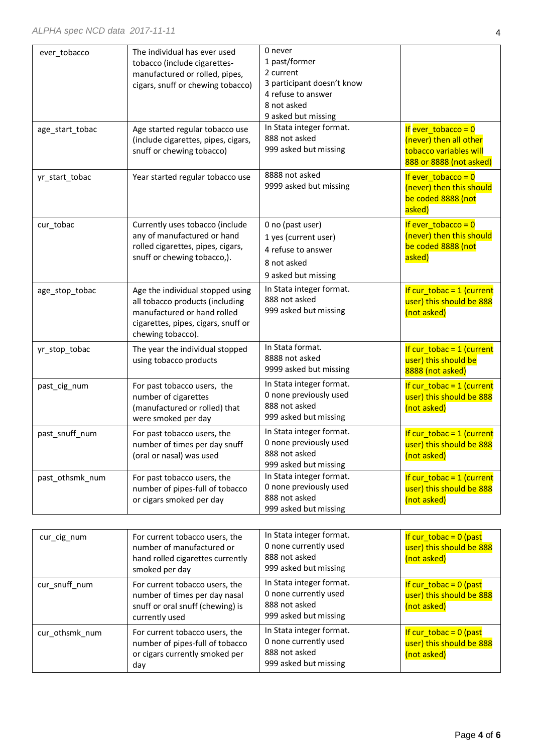| | | | |
|---|---|---|---|
| ever_tobacco | The individual has ever used tobacco (include cigarettes-manufactured or rolled, pipes, cigars, snuff or chewing tobacco) | 0 never<br>1 past/former<br>2 current<br>3 participant doesn't know<br>4 refuse to answer<br>8 not asked<br>9 asked but missing | |
| age_start_tobac | Age started regular tobacco use (include cigarettes, pipes, cigars, snuff or chewing tobacco) | In Stata integer format.<br>888 not asked<br>999 asked but missing | If ever_tobacco = 0 (never) then all other tobacco variables will 888 or 8888 (not asked) |
| yr_start_tobac | Year started regular tobacco use | 8888 not asked<br>9999 asked but missing | If ever_tobacco = 0 (never) then this should be coded 8888 (not asked) |
| cur_tobac | Currently uses tobacco (include any of manufactured or hand rolled cigarettes, pipes, cigars, snuff or chewing tobacco,). | 0 no (past user)<br>1 yes (current user)<br>4 refuse to answer<br>8 not asked<br>9 asked but missing | If ever_tobacco = 0 (never) then this should be coded 8888 (not asked) |
| age_stop_tobac | Age the individual stopped using all tobacco products (including manufactured or hand rolled cigarettes, pipes, cigars, snuff or chewing tobacco). | In Stata integer format.<br>888 not asked<br>999 asked but missing | If cur_tobac = 1 (current user) this should be 888 (not asked) |
| yr_stop_tobac | The year the individual stopped using tobacco products | In Stata format.<br>8888 not asked<br>9999 asked but missing | If cur_tobac = 1 (current user) this should be 8888 (not asked) |
| past_cig_num | For past tobacco users, the number of cigarettes (manufactured or rolled) that were smoked per day | In Stata integer format.<br>0 none previously used<br>888 not asked<br>999 asked but missing | If cur_tobac = 1 (current user) this should be 888 (not asked) |
| past_snuff_num | For past tobacco users, the number of times per day snuff (oral or nasal) was used | In Stata integer format.<br>0 none previously used<br>888 not asked<br>999 asked but missing | If cur_tobac = 1 (current user) this should be 888 (not asked) |
| past_othsmk_num | For past tobacco users, the number of pipes-full of tobacco or cigars smoked per day | In Stata integer format.<br>0 none previously used<br>888 not asked<br>999 asked but missing | If cur_tobac = 1 (current user) this should be 888 (not asked) |
| cur_cig_num | For current tobacco users, the number of manufactured or hand rolled cigarettes currently smoked per day | In Stata integer format.<br>0 none currently used<br>888 not asked<br>999 asked but missing | If cur_tobac = 0 (past user) this should be 888 (not asked) |
| cur_snuff_num | For current tobacco users, the number of times per day nasal snuff or oral snuff (chewing) is currently used | In Stata integer format.<br>0 none currently used<br>888 not asked<br>999 asked but missing | If cur_tobac = 0 (past user) this should be 888 (not asked) |
| cur_othsmk_num | For current tobacco users, the number of pipes-full of tobacco or cigars currently smoked per day | In Stata integer format.<br>0 none currently used<br>888 not asked<br>999 asked but missing | If cur_tobac = 0 (past user) this should be 888 (not asked) |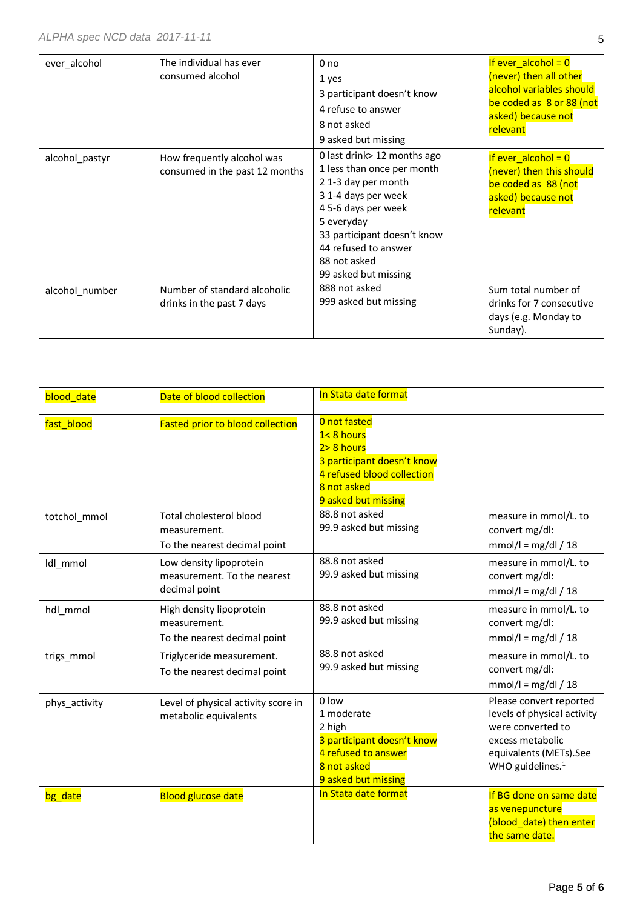| ever_alcohol | The individual has ever consumed alcohol | 0 no<br>1 yes<br>3 participant doesn't know<br>4 refuse to answer<br>8 not asked<br>9 asked but missing | If ever_alcohol = 0 (never) then all other alcohol variables should be coded as 8 or 88 (not asked) because not relevant |
|---|---|---|---|
| alcohol_pastyr | How frequently alcohol was consumed in the past 12 months | 0 last drink> 12 months ago<br>1 less than once per month<br>2 1-3 day per month<br>3 1-4 days per week<br>4 5-6 days per week<br>5 everyday<br>33 participant doesn't know<br>44 refused to answer<br>88 not asked<br>99 asked but missing | If ever_alcohol = 0 (never) then this should be coded as 88 (not asked) because not relevant |
| alcohol_number | Number of standard alcoholic drinks in the past 7 days | 888 not asked<br>999 asked but missing | Sum total number of drinks for 7 consecutive days (e.g. Monday to Sunday). |

| blood_date | Date of blood collection | In Stata date format | |
|---|---|---|---|
| fast_blood | Fasted prior to blood collection | 0 not fasted<br>1< 8 hours<br>2> 8 hours<br>3 participant doesn't know<br>4 refused blood collection<br>8 not asked<br>9 asked but missing | |
| totchol_mmol | Total cholesterol blood measurement.<br>To the nearest decimal point | 88.8 not asked<br>99.9 asked but missing | measure in mmol/L. to convert mg/dl:<br>mmol/l = mg/dl / 18 |
| ldl_mmol | Low density lipoprotein measurement. To the nearest decimal point | 88.8 not asked<br>99.9 asked but missing | measure in mmol/L. to convert mg/dl:<br>mmol/l = mg/dl / 18 |
| hdl_mmol | High density lipoprotein measurement.<br>To the nearest decimal point | 88.8 not asked<br>99.9 asked but missing | measure in mmol/L. to convert mg/dl:<br>mmol/l = mg/dl / 18 |
| trigs_mmol | Triglyceride measurement.<br>To the nearest decimal point | 88.8 not asked<br>99.9 asked but missing | measure in mmol/L. to convert mg/dl:<br>mmol/l = mg/dl / 18 |
| phys_activity | Level of physical activity score in metabolic equivalents | 0 low<br>1 moderate<br>2 high<br>3 participant doesn't know<br>4 refused to answer<br>8 not asked<br>9 asked but missing | Please convert reported levels of physical activity were converted to excess metabolic equivalents (METs).See WHO guidelines.[1] |
| bg_date | Blood glucose date | In Stata date format | If BG done on same date as venepuncture (blood_date) then enter the same date. |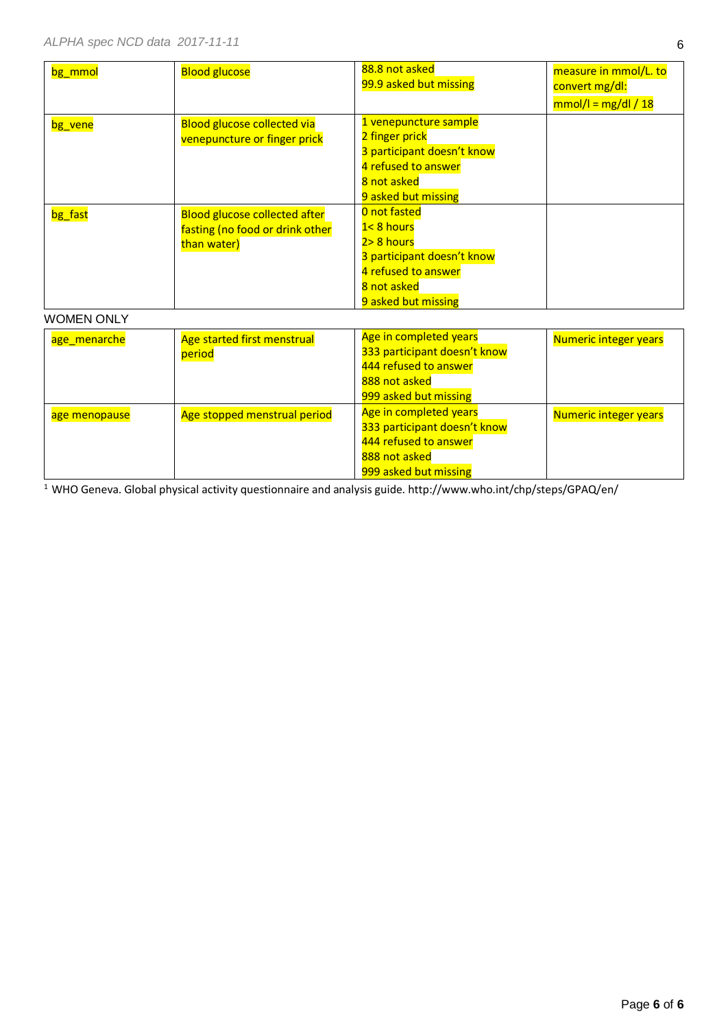| | | | |
|---|---|---|---|
| bg_mmol | Blood glucose | 88.8 not asked<br>99.9 asked but missing | measure in mmol/L. to convert mg/dl:<br>mmol/l = mg/dl / 18 |
| bg_vene | Blood glucose collected via venepuncture or finger prick | 1 venepuncture sample<br>2 finger prick<br>3 participant doesn't know<br>4 refused to answer<br>8 not asked<br>9 asked but missing | |
| bg_fast | Blood glucose collected after fasting (no food or drink other than water) | 0 not fasted<br>1< 8 hours<br>2> 8 hours<br>3 participant doesn't know<br>4 refused to answer<br>8 not asked<br>9 asked but missing | |

WOMEN ONLY

| | | | |
|---|---|---|---|
| age_menarche | Age started first menstrual period | Age in completed years<br>333 participant doesn't know<br>444 refused to answer<br>888 not asked<br>999 asked but missing | Numeric integer years |
| age menopause | Age stopped menstrual period | Age in completed years<br>333 participant doesn't know<br>444 refused to answer<br>888 not asked<br>999 asked but missing | Numeric integer years |

[1] WHO Geneva. Global physical activity questionnaire and analysis guide. http://www.who.int/chp/steps/GPAQ/en/